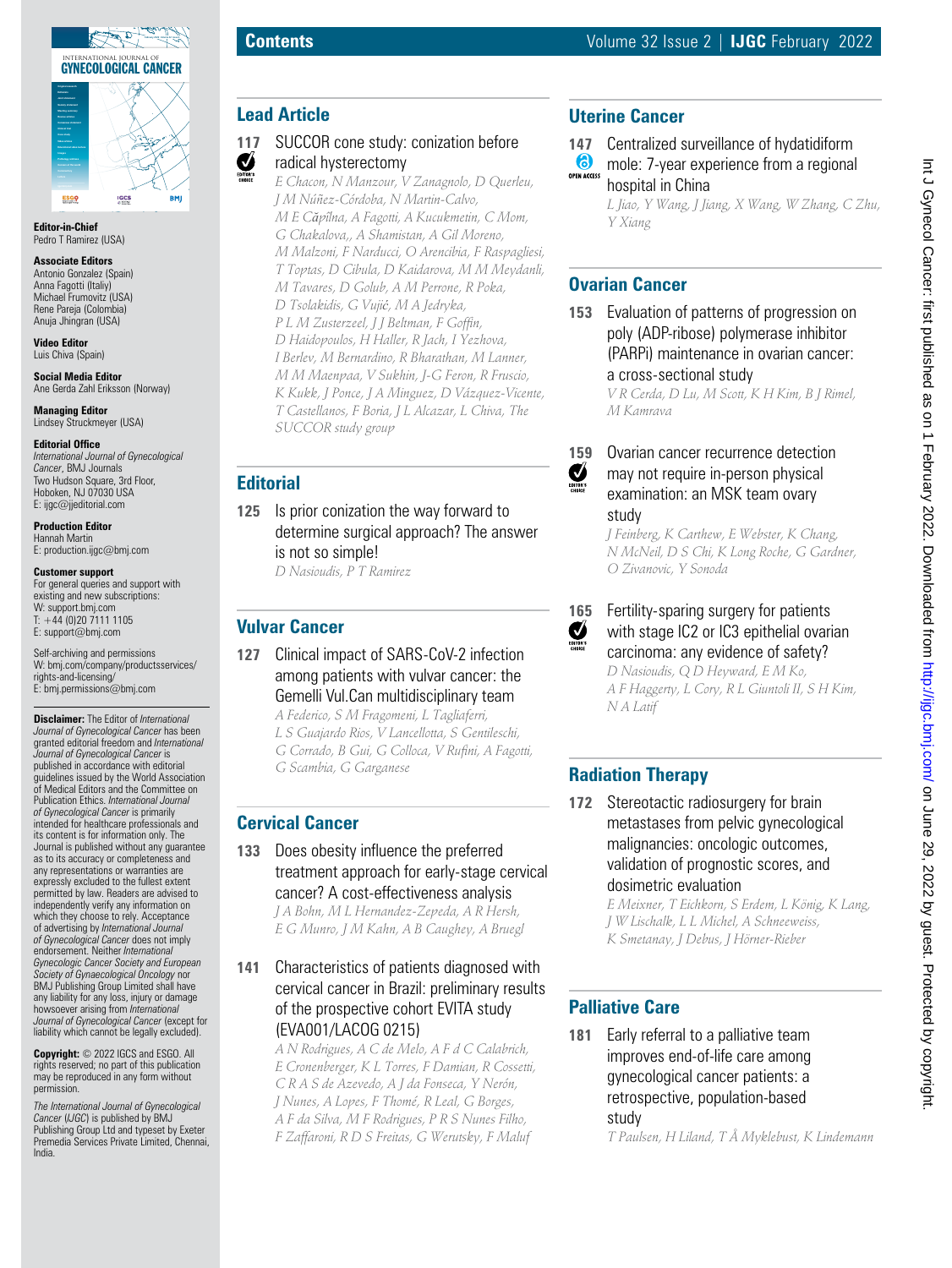**Editor-in-Chief**
Pedro T Ramirez (USA)

**Associate Editors**
Antonio Gonzalez (Spain)
Anna Fagotti (Italy)
Michael Frumovitz (USA)
Rene Pareja (Colombia)
Anuja Jhingran (USA)

**Video Editor**
Luis Chiva (Spain)

**Social Media Editor**
Ane Gerda Zahl Eriksson (Norway)

**Managing Editor**
Lindsey Struckmeyer (USA)

**Editorial Office**
*International Journal of Gynecological Cancer*, BMJ Journals
Two Hudson Square, 3rd Floor,
Hoboken, NJ 07030 USA
E: ijgc@jjeditorial.com

**Production Editor**
Hannah Martin
E: production.ijgc@bmj.com

**Customer support**
For general queries and support with existing and new subscriptions:
W: support.bmj.com
T: +44 (0)20 7111 1105
E: support@bmj.com

Self-archiving and permissions
W: bmj.com/company/productsservices/rights-and-licensing/
E: bmj.permissions@bmj.com

**Disclaimer:** The Editor of *International Journal of Gynecological Cancer* has been granted editorial freedom and *International Journal of Gynecological Cancer* is published in accordance with editorial guidelines issued by the World Association of Medical Editors and the Committee on Publication Ethics. *International Journal of Gynecological Cancer* is primarily intended for healthcare professionals and its content is for information only. The Journal is published without any guarantee as to its accuracy or completeness and any representations or warranties are expressly excluded to the fullest extent permitted by law. Readers are advised to independently verify any information on which they choose to rely. Acceptance of advertising by *International Journal of Gynecological Cancer* does not imply endorsement. Neither *International Gynecologic Cancer Society and European Society of Gynaecological Oncology* nor BMJ Publishing Group Limited shall have any liability for any loss, injury or damage howsoever arising from *International Journal of Gynecological Cancer* (except for liability which cannot be legally excluded).

**Copyright:** © 2022 IGCS and ESGO. All rights reserved; no part of this publication may be reproduced in any form without permission.

*The International Journal of Gynecological Cancer* (*IJGC*) is published by BMJ Publishing Group Ltd and typeset by Exeter Premedia Services Private Limited, Chennai, India.

# Contents

## Lead Article

**117** SUCCOR cone study: conization before radical hysterectomy (Editor's choice)
*E Chacon, N Manzour, V Zanagnolo, D Querleu, J M Núñez-Córdoba, N Martin-Calvo, M E Căpîlna, A Fagotti, A Kucukmetin, C Mom, G Chakalova,, A Shamistan, A Gil Moreno, M Malzoni, F Narducci, O Arencibia, F Raspagliesi, T Toptas, D Cibula, D Kaidarova, M M Meydanli, M Tavares, D Golub, A M Perrone, R Poka, D Tsolakidis, G Vujić, M A Jedryka, P L M Zusterzeel, J J Beltman, F Goffin, D Haidopoulos, H Haller, R Jach, I Yezhova, I Berlev, M Bernardino, R Bharathan, M Lanner, M M Maenpaa, V Sukhin, J-G Feron, R Fruscio, K Kukk, J Ponce, J A Minguez, D Vázquez-Vicente, T Castellanos, F Boria, J L Alcazar, L Chiva, The SUCCOR study group*

## Editorial

**125** Is prior conization the way forward to determine surgical approach? The answer is not so simple!
*D Nasioudis, P T Ramirez*

## Vulvar Cancer

**127** Clinical impact of SARS-CoV-2 infection among patients with vulvar cancer: the Gemelli Vul.Can multidisciplinary team
*A Federico, S M Fragomeni, L Tagliaferri, L S Guajardo Rios, V Lancellotta, S Gentileschi, G Corrado, B Gui, G Colloca, V Rufini, A Fagotti, G Scambia, G Garganese*

## Cervical Cancer

**133** Does obesity influence the preferred treatment approach for early-stage cervical cancer? A cost-effectiveness analysis
*J A Bohn, M L Hernandez-Zepeda, A R Hersh, E G Munro, J M Kahn, A B Caughey, A Bruegl*

**141** Characteristics of patients diagnosed with cervical cancer in Brazil: preliminary results of the prospective cohort EVITA study (EVA001/LACOG 0215)
*A N Rodrigues, A C de Melo, A F d C Calabrich, E Cronenberger, K L Torres, F Damian, R Cossetti, C R A S de Azevedo, A J da Fonseca, Y Nerón, J Nunes, A Lopes, F Thomé, R Leal, G Borges, A F da Silva, M F Rodrigues, P R S Nunes Filho, F Zaffaroni, R D S Freitas, G Werutsky, F Maluf*

## Uterine Cancer

**147** Centralized surveillance of hydatidiform mole: 7-year experience from a regional hospital in China (Open access)
*L Jiao, Y Wang, J Jiang, X Wang, W Zhang, C Zhu, Y Xiang*

## Ovarian Cancer

**153** Evaluation of patterns of progression on poly (ADP-ribose) polymerase inhibitor (PARPi) maintenance in ovarian cancer: a cross-sectional study
*V R Cerda, D Lu, M Scott, K H Kim, B J Rimel, M Kamrava*

**159** Ovarian cancer recurrence detection may not require in-person physical examination: an MSK team ovary study (Editor's choice)
*J Feinberg, K Carthew, E Webster, K Chang, N McNeil, D S Chi, K Long Roche, G Gardner, O Zivanovic, Y Sonoda*

**165** Fertility-sparing surgery for patients with stage IC2 or IC3 epithelial ovarian carcinoma: any evidence of safety? (Editor's choice)
*D Nasioudis, Q D Heyward, E M Ko, A F Haggerty, L Cory, R L Giuntoli II, S H Kim, N A Latif*

## Radiation Therapy

**172** Stereotactic radiosurgery for brain metastases from pelvic gynecological malignancies: oncologic outcomes, validation of prognostic scores, and dosimetric evaluation
*E Meixner, T Eichkorn, S Erdem, L König, K Lang, J W Lischalk, L L Michel, A Schneeweiss, K Smetanay, J Debus, J Hörner-Rieber*

## Palliative Care

**181** Early referral to a palliative team improves end-of-life care among gynecological cancer patients: a retrospective, population-based study
*T Paulsen, H Liland, T Å Myklebust, K Lindemann*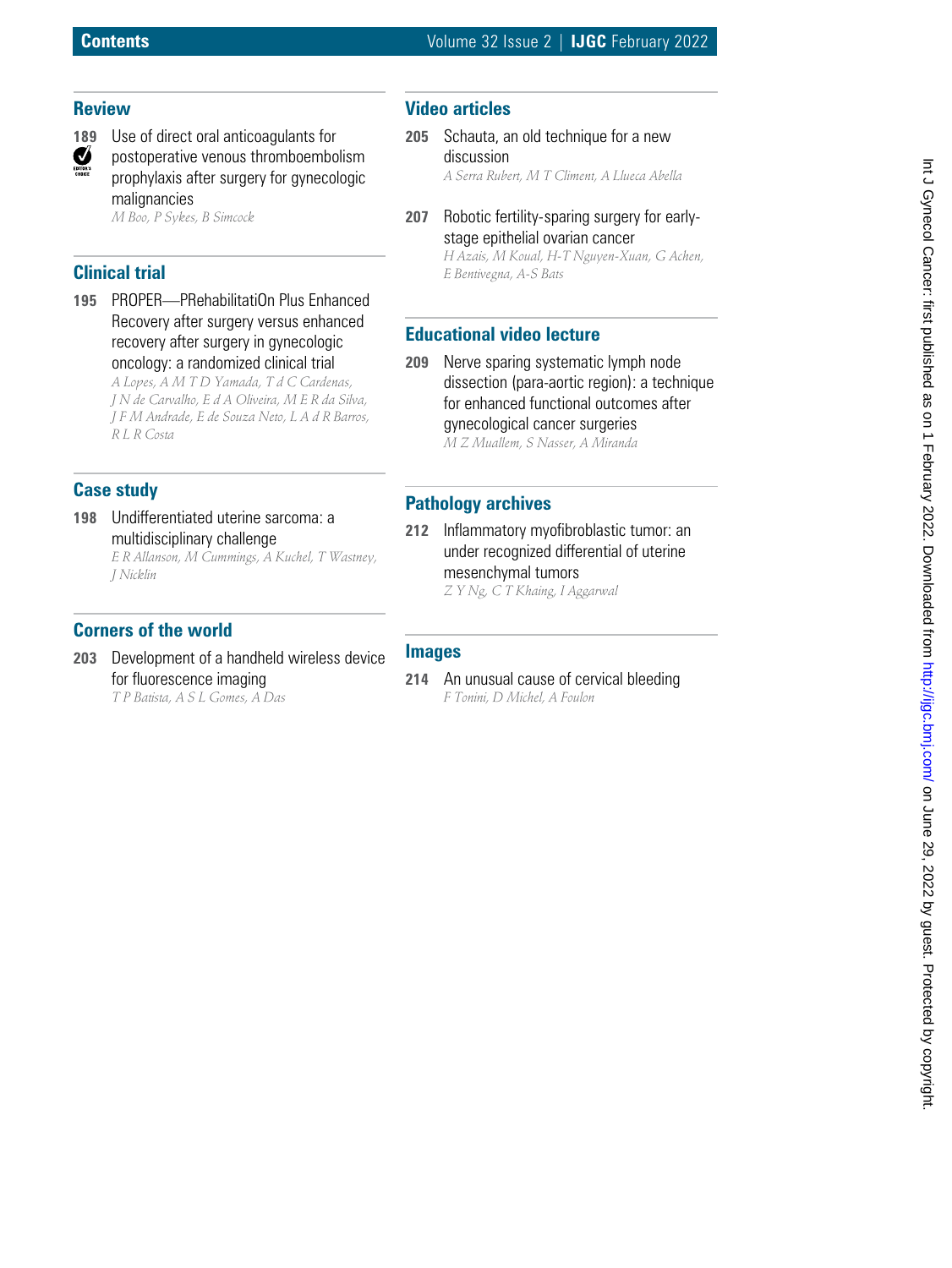# Contents

## Review

**189** Use of direct oral anticoagulants for postoperative venous thromboembolism prophylaxis after surgery for gynecologic malignancies
*M Boo, P Sykes, B Simcock*

## Clinical trial

**195** PROPER—PRehabilitatiOn Plus Enhanced Recovery after surgery versus enhanced recovery after surgery in gynecologic oncology: a randomized clinical trial
*A Lopes, A M T D Yamada, T d C Cardenas, J N de Carvalho, E d A Oliveira, M E R da Silva, J F M Andrade, E de Souza Neto, L A d R Barros, R L R Costa*

## Case study

**198** Undifferentiated uterine sarcoma: a multidisciplinary challenge
*E R Allanson, M Cummings, A Kuchel, T Wastney, J Nicklin*

## Corners of the world

**203** Development of a handheld wireless device for fluorescence imaging
*T P Batista, A S L Gomes, A Das*

## Video articles

**205** Schauta, an old technique for a new discussion
*A Serra Rubert, M T Climent, A Llueca Abella*

**207** Robotic fertility-sparing surgery for early-stage epithelial ovarian cancer
*H Azais, M Koual, H-T Nguyen-Xuan, G Achen, E Bentivegna, A-S Bats*

## Educational video lecture

**209** Nerve sparing systematic lymph node dissection (para-aortic region): a technique for enhanced functional outcomes after gynecological cancer surgeries
*M Z Muallem, S Nasser, A Miranda*

## Pathology archives

**212** Inflammatory myofibroblastic tumor: an under recognized differential of uterine mesenchymal tumors
*Z Y Ng, C T Khaing, I Aggarwal*

## Images

**214** An unusual cause of cervical bleeding
*F Tonini, D Michel, A Foulon*